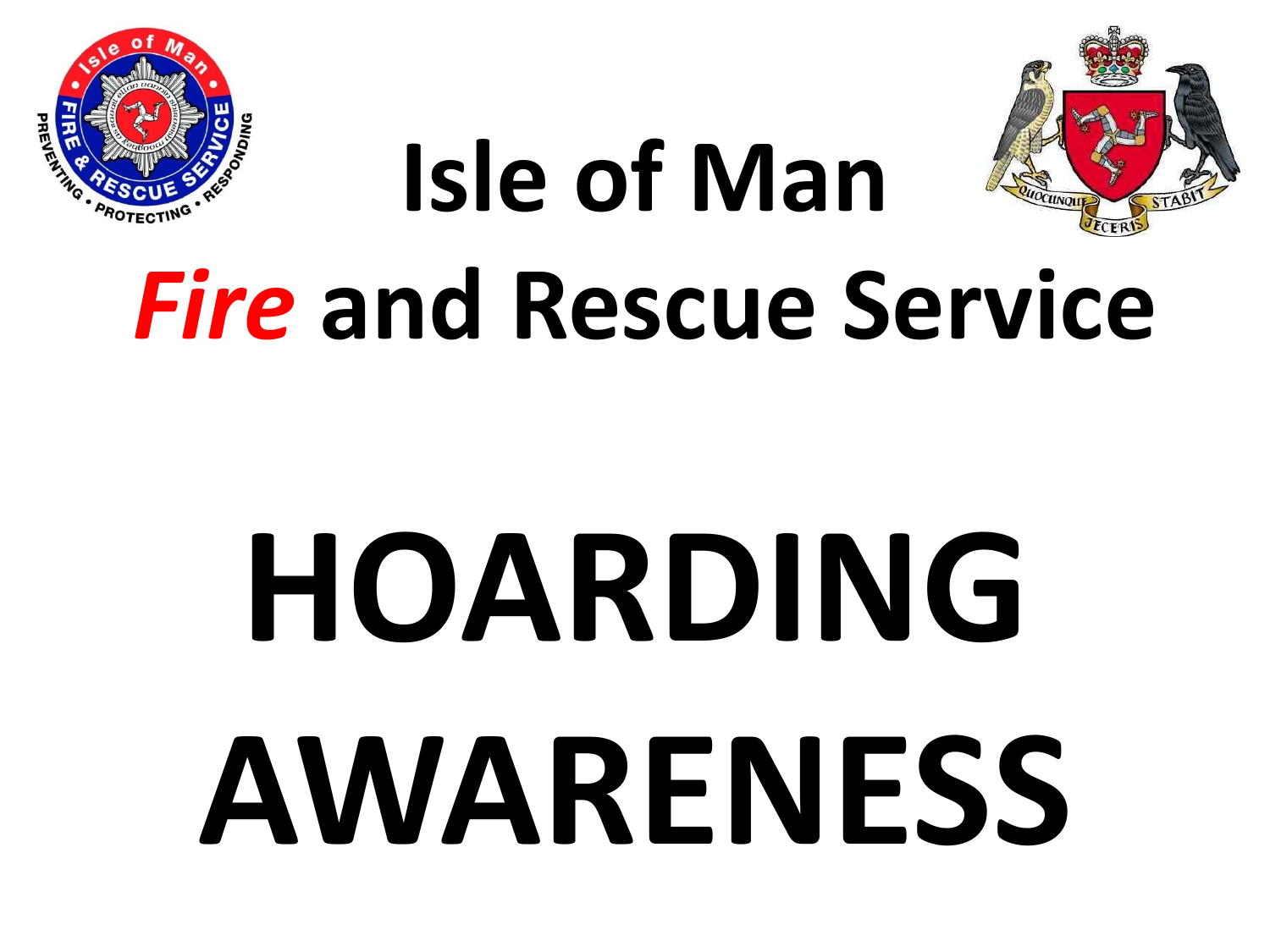# Isle of Man

# *Fire* and Rescue Service

# HOARDING AWARENESS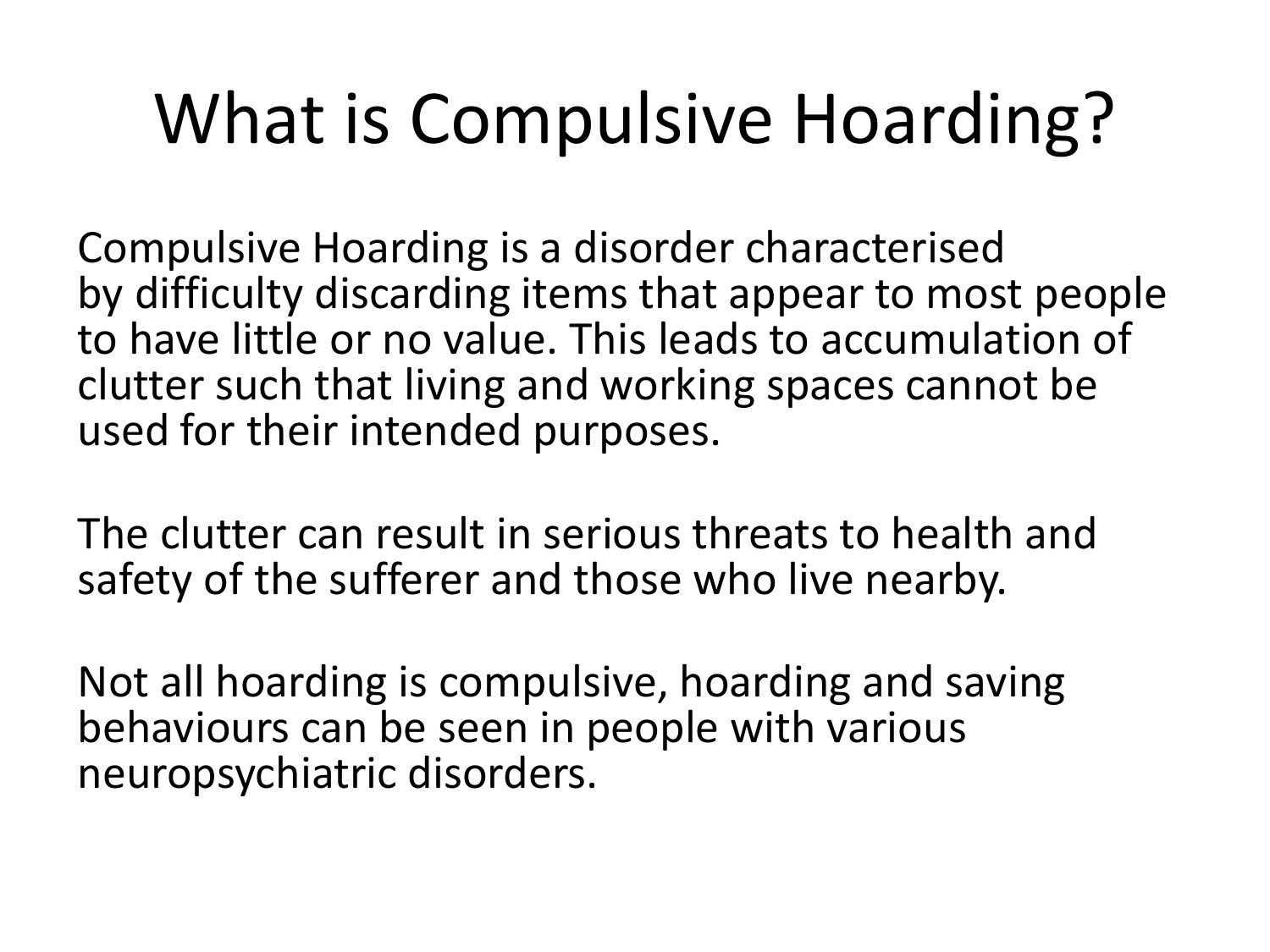# What is Compulsive Hoarding?

Compulsive Hoarding is a disorder characterised by difficulty discarding items that appear to most people to have little or no value. This leads to accumulation of clutter such that living and working spaces cannot be used for their intended purposes.

The clutter can result in serious threats to health and safety of the sufferer and those who live nearby.

Not all hoarding is compulsive, hoarding and saving behaviours can be seen in people with various neuropsychiatric disorders.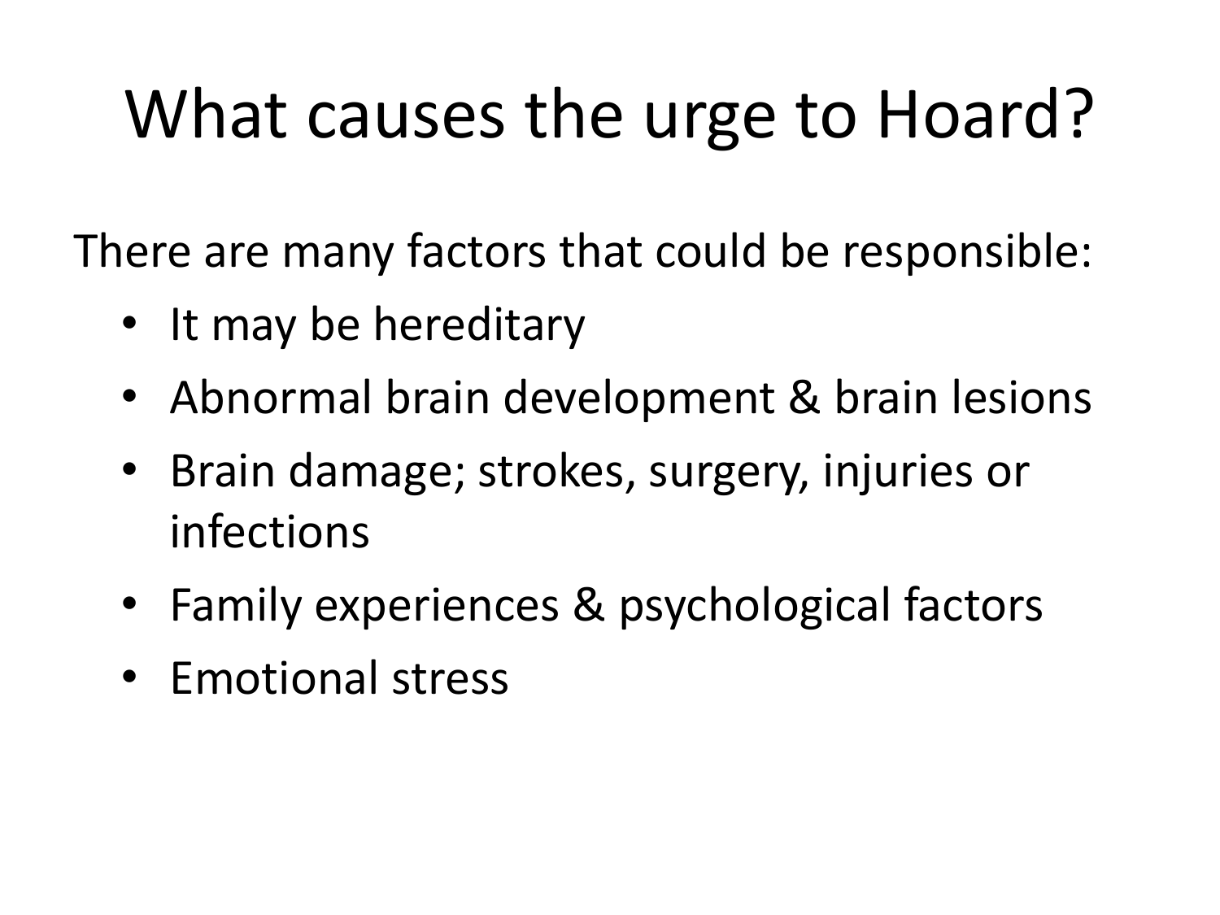# What causes the urge to Hoard?

There are many factors that could be responsible:

- It may be hereditary
- Abnormal brain development & brain lesions
- Brain damage; strokes, surgery, injuries or infections
- Family experiences & psychological factors
- Emotional stress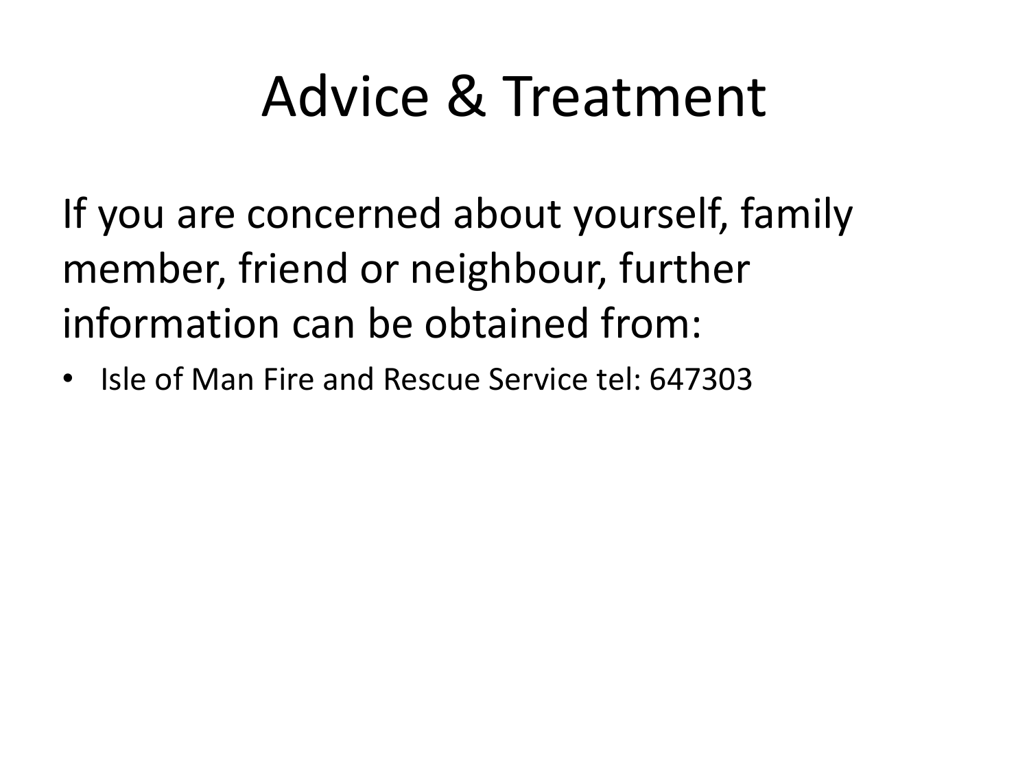# Advice & Treatment

If you are concerned about yourself, family member, friend or neighbour, further information can be obtained from:

- Isle of Man Fire and Rescue Service tel: 647303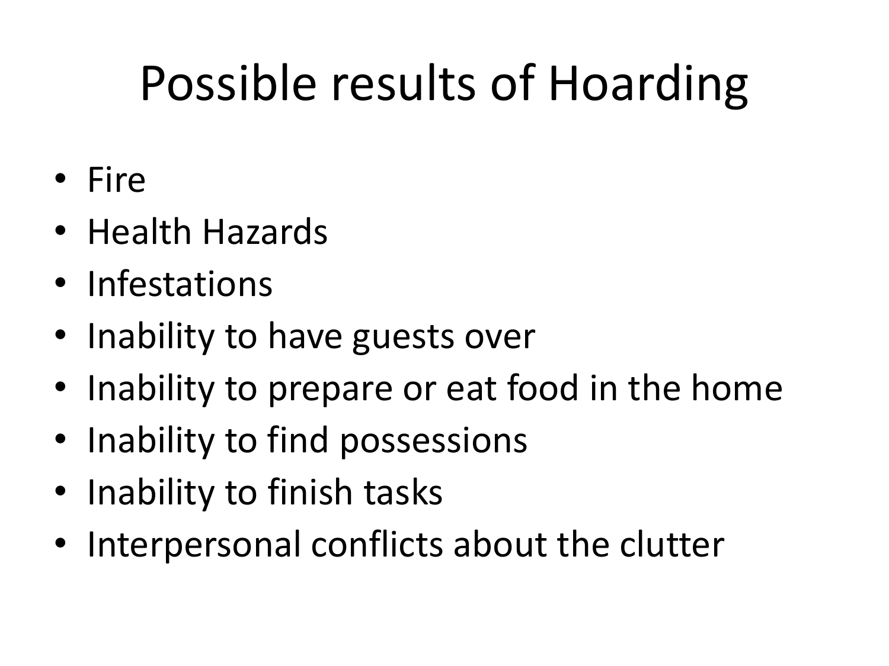# Possible results of Hoarding

- Fire
- Health Hazards
- Infestations
- Inability to have guests over
- Inability to prepare or eat food in the home
- Inability to find possessions
- Inability to finish tasks
- Interpersonal conflicts about the clutter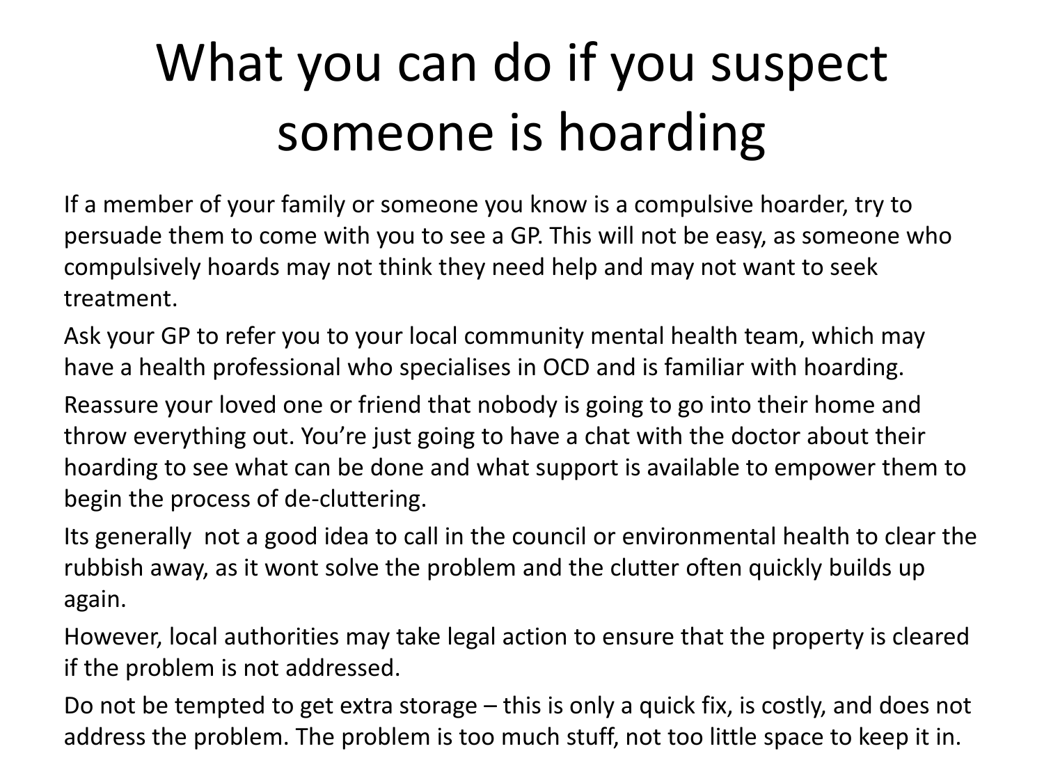# What you can do if you suspect someone is hoarding

If a member of your family or someone you know is a compulsive hoarder, try to persuade them to come with you to see a GP. This will not be easy, as someone who compulsively hoards may not think they need help and may not want to seek treatment.

Ask your GP to refer you to your local community mental health team, which may have a health professional who specialises in OCD and is familiar with hoarding.

Reassure your loved one or friend that nobody is going to go into their home and throw everything out. You're just going to have a chat with the doctor about their hoarding to see what can be done and what support is available to empower them to begin the process of de-cluttering.

Its generally  not a good idea to call in the council or environmental health to clear the rubbish away, as it wont solve the problem and the clutter often quickly builds up again.

However, local authorities may take legal action to ensure that the property is cleared if the problem is not addressed.

Do not be tempted to get extra storage – this is only a quick fix, is costly, and does not address the problem. The problem is too much stuff, not too little space to keep it in.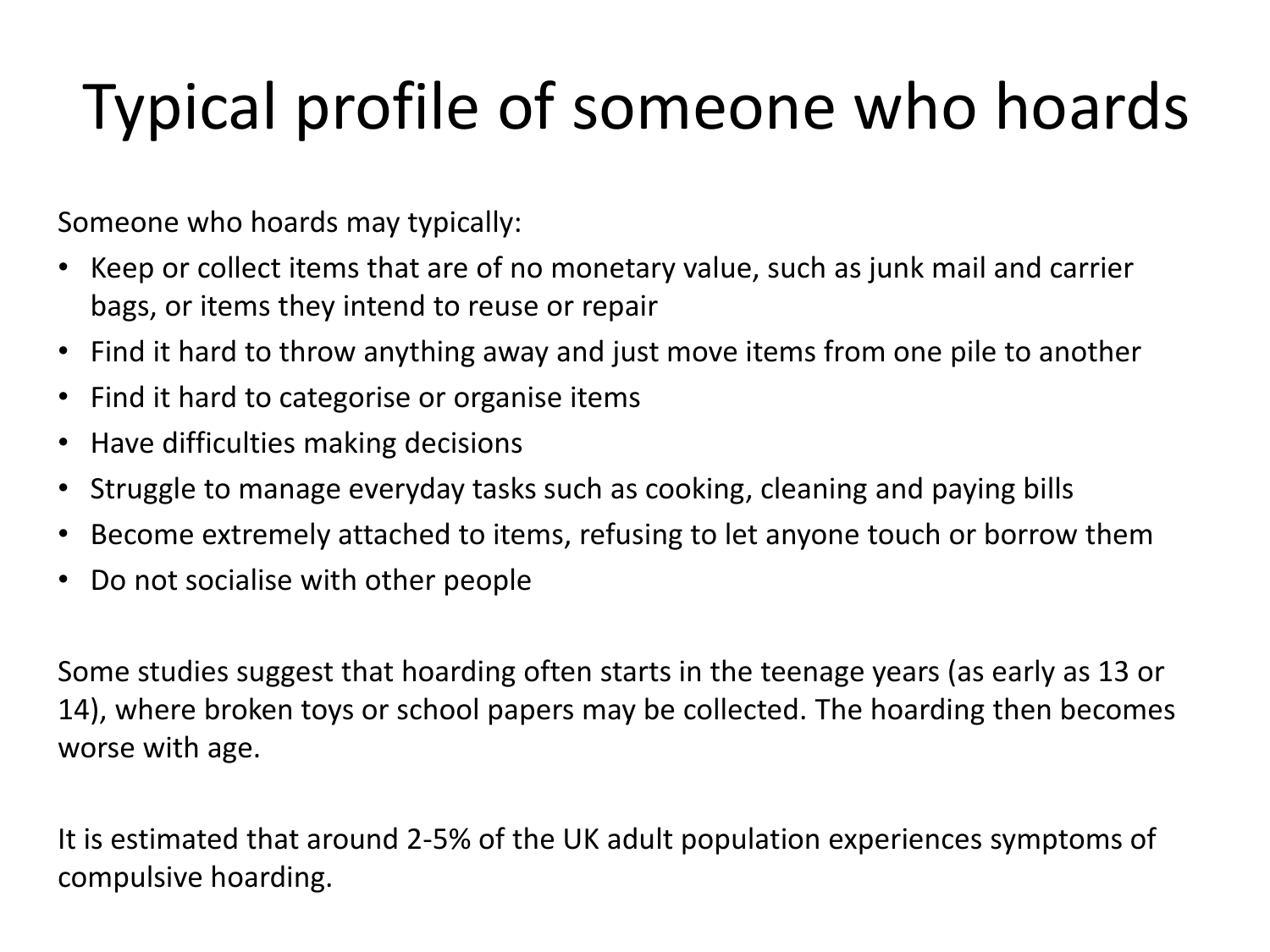# Typical profile of someone who hoards

Someone who hoards may typically:

- Keep or collect items that are of no monetary value, such as junk mail and carrier bags, or items they intend to reuse or repair
- Find it hard to throw anything away and just move items from one pile to another
- Find it hard to categorise or organise items
- Have difficulties making decisions
- Struggle to manage everyday tasks such as cooking, cleaning and paying bills
- Become extremely attached to items, refusing to let anyone touch or borrow them
- Do not socialise with other people

Some studies suggest that hoarding often starts in the teenage years (as early as 13 or 14), where broken toys or school papers may be collected. The hoarding then becomes worse with age.

It is estimated that around 2-5% of the UK adult population experiences symptoms of compulsive hoarding.